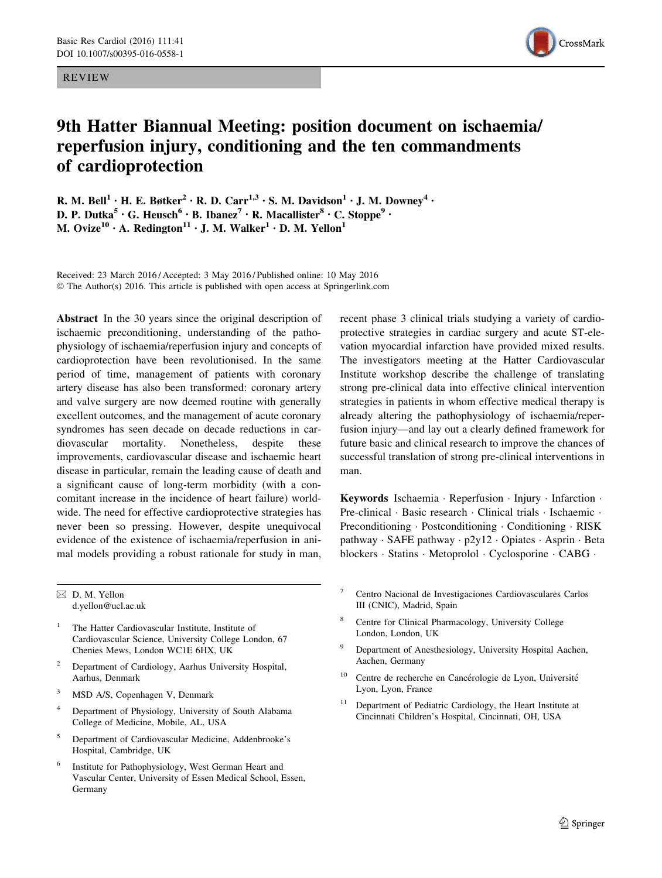REVIEW

# 9th Hatter Biannual Meeting: position document on ischaemia/reperfusion injury, conditioning and the ten commandments of cardioprotection

R. M. Bell[1] · H. E. Bøtker[2] · R. D. Carr[1,3] · S. M. Davidson[1] · J. M. Downey[4] · D. P. Dutka[5] · G. Heusch[6] · B. Ibanez[7] · R. Macallister[8] · C. Stoppe[9] · M. Ovize[10] · A. Redington[11] · J. M. Walker[1] · D. M. Yellon[1]

Received: 23 March 2016 / Accepted: 3 May 2016 / Published online: 10 May 2016
© The Author(s) 2016. This article is published with open access at Springerlink.com

**Abstract** In the 30 years since the original description of ischaemic preconditioning, understanding of the pathophysiology of ischaemia/reperfusion injury and concepts of cardioprotection have been revolutionised. In the same period of time, management of patients with coronary artery disease has also been transformed: coronary artery and valve surgery are now deemed routine with generally excellent outcomes, and the management of acute coronary syndromes has seen decade on decade reductions in cardiovascular mortality. Nonetheless, despite these improvements, cardiovascular disease and ischaemic heart disease in particular, remain the leading cause of death and a significant cause of long-term morbidity (with a concomitant increase in the incidence of heart failure) worldwide. The need for effective cardioprotective strategies has never been so pressing. However, despite unequivocal evidence of the existence of ischaemia/reperfusion in animal models providing a robust rationale for study in man, recent phase 3 clinical trials studying a variety of cardioprotective strategies in cardiac surgery and acute ST-elevation myocardial infarction have provided mixed results. The investigators meeting at the Hatter Cardiovascular Institute workshop describe the challenge of translating strong pre-clinical data into effective clinical intervention strategies in patients in whom effective medical therapy is already altering the pathophysiology of ischaemia/reperfusion injury—and lay out a clearly defined framework for future basic and clinical research to improve the chances of successful translation of strong pre-clinical interventions in man.

**Keywords** Ischaemia · Reperfusion · Injury · Infarction · Pre-clinical · Basic research · Clinical trials · Ischaemic · Preconditioning · Postconditioning · Conditioning · RISK pathway · SAFE pathway · p2y12 · Opiates · Asprin · Beta blockers · Statins · Metoprolol · Cyclosporine · CABG ·

✉ D. M. Yellon
d.yellon@ucl.ac.uk

1. The Hatter Cardiovascular Institute, Institute of Cardiovascular Science, University College London, 67 Chenies Mews, London WC1E 6HX, UK
2. Department of Cardiology, Aarhus University Hospital, Aarhus, Denmark
3. MSD A/S, Copenhagen V, Denmark
4. Department of Physiology, University of South Alabama College of Medicine, Mobile, AL, USA
5. Department of Cardiovascular Medicine, Addenbrooke's Hospital, Cambridge, UK
6. Institute for Pathophysiology, West German Heart and Vascular Center, University of Essen Medical School, Essen, Germany
7. Centro Nacional de Investigaciones Cardiovasculares Carlos III (CNIC), Madrid, Spain
8. Centre for Clinical Pharmacology, University College London, London, UK
9. Department of Anesthesiology, University Hospital Aachen, Aachen, Germany
10. Centre de recherche en Cancérologie de Lyon, Université Lyon, Lyon, France
11. Department of Pediatric Cardiology, the Heart Institute at Cincinnati Children's Hospital, Cincinnati, OH, USA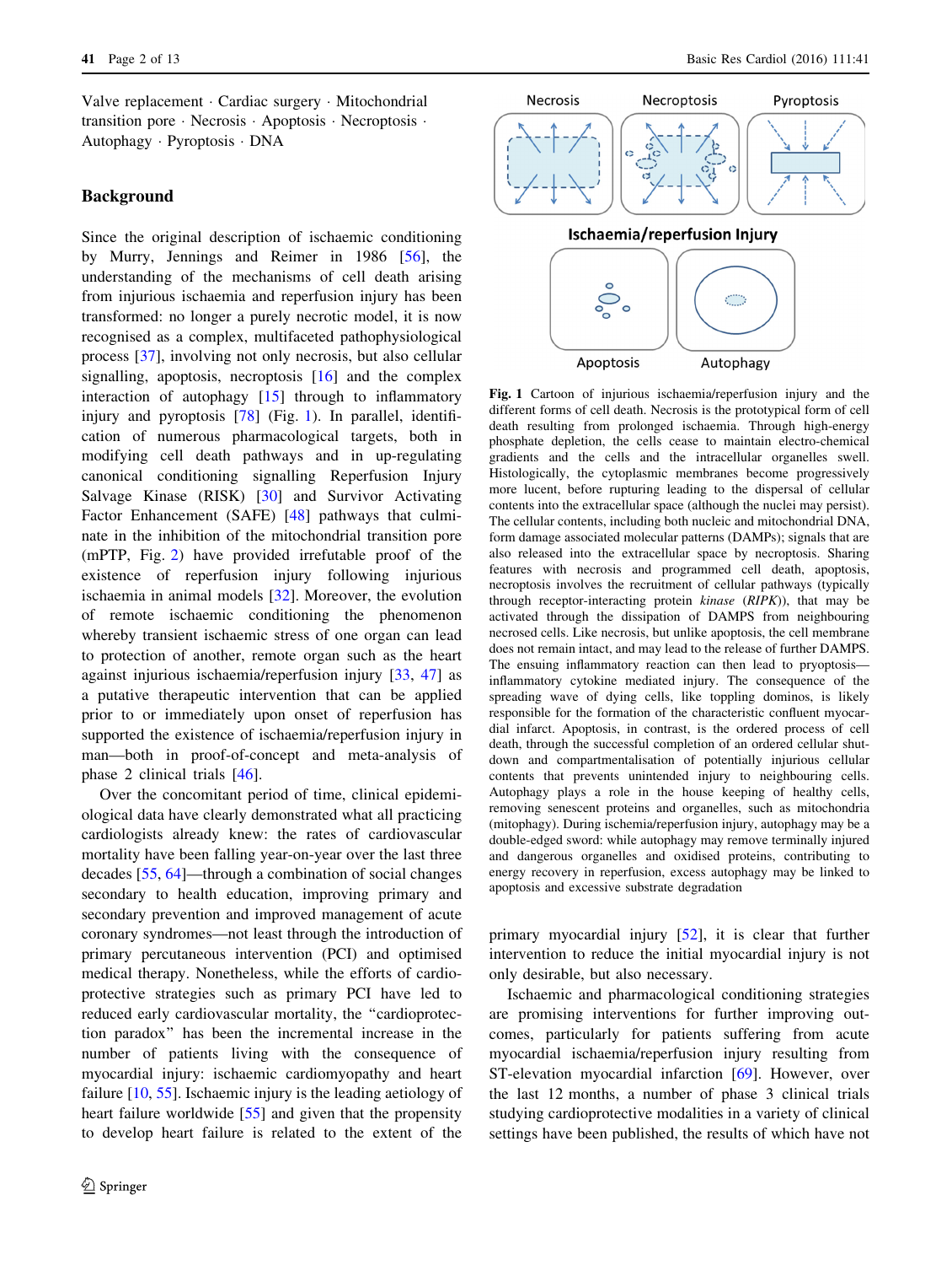Valve replacement · Cardiac surgery · Mitochondrial transition pore · Necrosis · Apoptosis · Necroptosis · Autophagy · Pyroptosis · DNA

## Background

Since the original description of ischaemic conditioning by Murry, Jennings and Reimer in 1986 [56], the understanding of the mechanisms of cell death arising from injurious ischaemia and reperfusion injury has been transformed: no longer a purely necrotic model, it is now recognised as a complex, multifaceted pathophysiological process [37], involving not only necrosis, but also cellular signalling, apoptosis, necroptosis [16] and the complex interaction of autophagy [15] through to inflammatory injury and pyroptosis [78] (Fig. 1). In parallel, identification of numerous pharmacological targets, both in modifying cell death pathways and in up-regulating canonical conditioning signalling Reperfusion Injury Salvage Kinase (RISK) [30] and Survivor Activating Factor Enhancement (SAFE) [48] pathways that culminate in the inhibition of the mitochondrial transition pore (mPTP, Fig. 2) have provided irrefutable proof of the existence of reperfusion injury following injurious ischaemia in animal models [32]. Moreover, the evolution of remote ischaemic conditioning the phenomenon whereby transient ischaemic stress of one organ can lead to protection of another, remote organ such as the heart against injurious ischaemia/reperfusion injury [33, 47] as a putative therapeutic intervention that can be applied prior to or immediately upon onset of reperfusion has supported the existence of ischaemia/reperfusion injury in man—both in proof-of-concept and meta-analysis of phase 2 clinical trials [46].

Over the concomitant period of time, clinical epidemiological data have clearly demonstrated what all practicing cardiologists already knew: the rates of cardiovascular mortality have been falling year-on-year over the last three decades [55, 64]—through a combination of social changes secondary to health education, improving primary and secondary prevention and improved management of acute coronary syndromes—not least through the introduction of primary percutaneous intervention (PCI) and optimised medical therapy. Nonetheless, while the efforts of cardioprotective strategies such as primary PCI have led to reduced early cardiovascular mortality, the "cardioprotection paradox" has been the incremental increase in the number of patients living with the consequence of myocardial injury: ischaemic cardiomyopathy and heart failure [10, 55]. Ischaemic injury is the leading aetiology of heart failure worldwide [55] and given that the propensity to develop heart failure is related to the extent of the primary myocardial injury [52], it is clear that further intervention to reduce the initial myocardial injury is not only desirable, but also necessary.

Necrosis

Necroptosis

Pyroptosis

Ischaemia/reperfusion Injury

Apoptosis

Autophagy

**Fig. 1** Cartoon of injurious ischaemia/reperfusion injury and the different forms of cell death. Necrosis is the prototypical form of cell death resulting from prolonged ischaemia. Through high-energy phosphate depletion, the cells cease to maintain electro-chemical gradients and the cells and the intracellular organelles swell. Histologically, the cytoplasmic membranes become progressively more lucent, before rupturing leading to the dispersal of cellular contents into the extracellular space (although the nuclei may persist). The cellular contents, including both nucleic and mitochondrial DNA, form damage associated molecular patterns (DAMPs); signals that are also released into the extracellular space by necroptosis. Sharing features with necrosis and programmed cell death, apoptosis, necroptosis involves the recruitment of cellular pathways (typically through receptor-interacting protein *kinase* (*RIPK*)), that may be activated through the dissipation of DAMPS from neighbouring necrosed cells. Like necrosis, but unlike apoptosis, the cell membrane does not remain intact, and may lead to the release of further DAMPS. The ensuing inflammatory reaction can then lead to pyroptosis—inflammatory cytokine mediated injury. The consequence of the spreading wave of dying cells, like toppling dominos, is likely responsible for the formation of the characteristic confluent myocardial infarct. Apoptosis, in contrast, is the ordered process of cell death, through the successful completion of an ordered cellular shutdown and compartmentalisation of potentially injurious cellular contents that prevents unintended injury to neighbouring cells. Autophagy plays a role in the house keeping of healthy cells, removing senescent proteins and organelles, such as mitochondria (mitophagy). During ischemia/reperfusion injury, autophagy may be a double-edged sword: while autophagy may remove terminally injured and dangerous organelles and oxidised proteins, contributing to energy recovery in reperfusion, excess autophagy may be linked to apoptosis and excessive substrate degradation

Ischaemic and pharmacological conditioning strategies are promising interventions for further improving outcomes, particularly for patients suffering from acute myocardial ischaemia/reperfusion injury resulting from ST-elevation myocardial infarction [69]. However, over the last 12 months, a number of phase 3 clinical trials studying cardioprotective modalities in a variety of clinical settings have been published, the results of which have not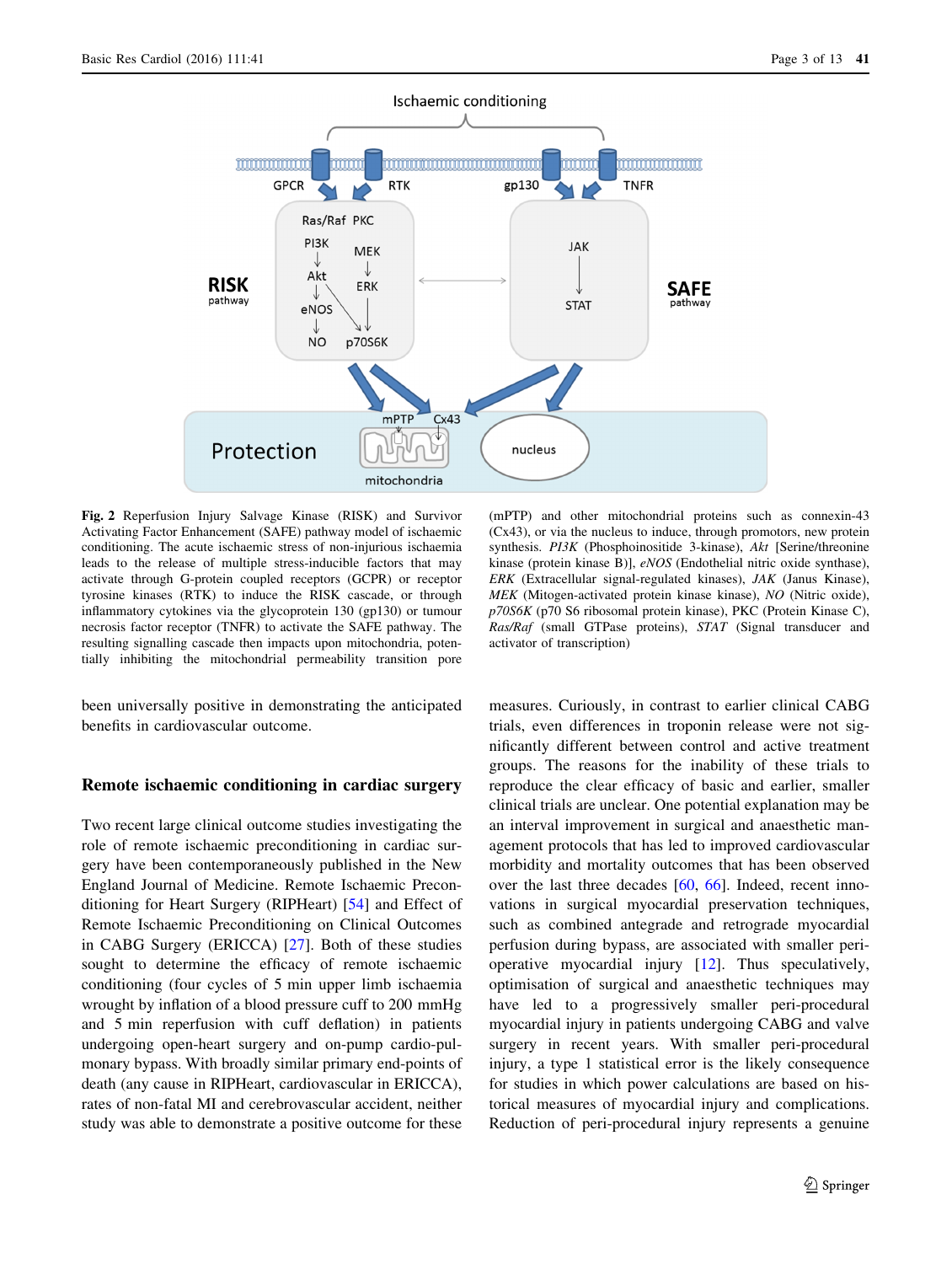**Fig. 2** Reperfusion Injury Salvage Kinase (RISK) and Survivor Activating Factor Enhancement (SAFE) pathway model of ischaemic conditioning. The acute ischaemic stress of non-injurious ischaemia leads to the release of multiple stress-inducible factors that may activate through G-protein coupled receptors (GCPR) or receptor tyrosine kinases (RTK) to induce the RISK cascade, or through inflammatory cytokines via the glycoprotein 130 (gp130) or tumour necrosis factor receptor (TNFR) to activate the SAFE pathway. The resulting signalling cascade then impacts upon mitochondria, potentially inhibiting the mitochondrial permeability transition pore (mPTP) and other mitochondrial proteins such as connexin-43 (Cx43), or via the nucleus to induce, through promotors, new protein synthesis. *PI3K* (Phosphoinositide 3-kinase), *Akt* [Serine/threonine kinase (protein kinase B)], *eNOS* (Endothelial nitric oxide synthase), *ERK* (Extracellular signal-regulated kinases), *JAK* (Janus Kinase), *MEK* (Mitogen-activated protein kinase kinase), *NO* (Nitric oxide), *p70S6K* (p70 S6 ribosomal protein kinase), PKC (Protein Kinase C), *Ras/Raf* (small GTPase proteins), *STAT* (Signal transducer and activator of transcription)

been universally positive in demonstrating the anticipated benefits in cardiovascular outcome.

## Remote ischaemic conditioning in cardiac surgery

Two recent large clinical outcome studies investigating the role of remote ischaemic preconditioning in cardiac surgery have been contemporaneously published in the New England Journal of Medicine. Remote Ischaemic Preconditioning for Heart Surgery (RIPHeart) [54] and Effect of Remote Ischaemic Preconditioning on Clinical Outcomes in CABG Surgery (ERICCA) [27]. Both of these studies sought to determine the efficacy of remote ischaemic conditioning (four cycles of 5 min upper limb ischaemia wrought by inflation of a blood pressure cuff to 200 mmHg and 5 min reperfusion with cuff deflation) in patients undergoing open-heart surgery and on-pump cardio-pulmonary bypass. With broadly similar primary end-points of death (any cause in RIPHeart, cardiovascular in ERICCA), rates of non-fatal MI and cerebrovascular accident, neither study was able to demonstrate a positive outcome for these measures. Curiously, in contrast to earlier clinical CABG trials, even differences in troponin release were not significantly different between control and active treatment groups. The reasons for the inability of these trials to reproduce the clear efficacy of basic and earlier, smaller clinical trials are unclear. One potential explanation may be an interval improvement in surgical and anaesthetic management protocols that has led to improved cardiovascular morbidity and mortality outcomes that has been observed over the last three decades [60, 66]. Indeed, recent innovations in surgical myocardial preservation techniques, such as combined antegrade and retrograde myocardial perfusion during bypass, are associated with smaller peri-operative myocardial injury [12]. Thus speculatively, optimisation of surgical and anaesthetic techniques may have led to a progressively smaller peri-procedural myocardial injury in patients undergoing CABG and valve surgery in recent years. With smaller peri-procedural injury, a type 1 statistical error is the likely consequence for studies in which power calculations are based on historical measures of myocardial injury and complications. Reduction of peri-procedural injury represents a genuine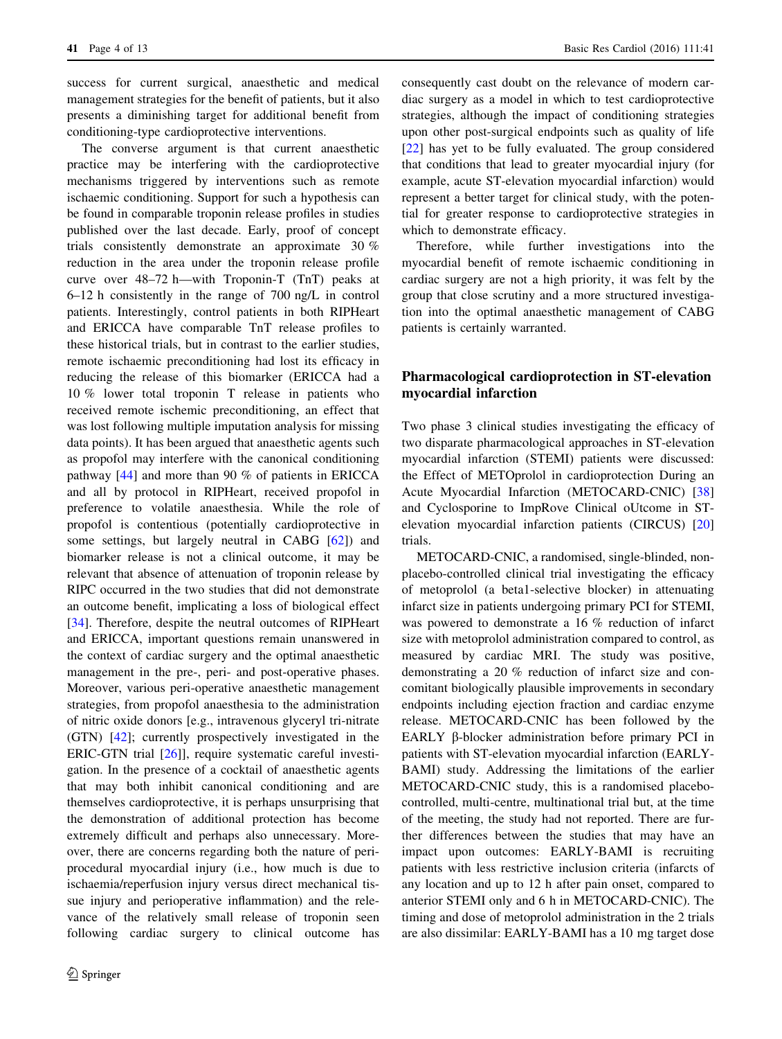success for current surgical, anaesthetic and medical management strategies for the benefit of patients, but it also presents a diminishing target for additional benefit from conditioning-type cardioprotective interventions.

The converse argument is that current anaesthetic practice may be interfering with the cardioprotective mechanisms triggered by interventions such as remote ischaemic conditioning. Support for such a hypothesis can be found in comparable troponin release profiles in studies published over the last decade. Early, proof of concept trials consistently demonstrate an approximate 30 % reduction in the area under the troponin release profile curve over 48–72 h—with Troponin-T (TnT) peaks at 6–12 h consistently in the range of 700 ng/L in control patients. Interestingly, control patients in both RIPHeart and ERICCA have comparable TnT release profiles to these historical trials, but in contrast to the earlier studies, remote ischaemic preconditioning had lost its efficacy in reducing the release of this biomarker (ERICCA had a 10 % lower total troponin T release in patients who received remote ischemic preconditioning, an effect that was lost following multiple imputation analysis for missing data points). It has been argued that anaesthetic agents such as propofol may interfere with the canonical conditioning pathway [44] and more than 90 % of patients in ERICCA and all by protocol in RIPHeart, received propofol in preference to volatile anaesthesia. While the role of propofol is contentious (potentially cardioprotective in some settings, but largely neutral in CABG [62]) and biomarker release is not a clinical outcome, it may be relevant that absence of attenuation of troponin release by RIPC occurred in the two studies that did not demonstrate an outcome benefit, implicating a loss of biological effect [34]. Therefore, despite the neutral outcomes of RIPHeart and ERICCA, important questions remain unanswered in the context of cardiac surgery and the optimal anaesthetic management in the pre-, peri- and post-operative phases. Moreover, various peri-operative anaesthetic management strategies, from propofol anaesthesia to the administration of nitric oxide donors [e.g., intravenous glyceryl tri-nitrate (GTN) [42]; currently prospectively investigated in the ERIC-GTN trial [26]], require systematic careful investigation. In the presence of a cocktail of anaesthetic agents that may both inhibit canonical conditioning and are themselves cardioprotective, it is perhaps unsurprising that the demonstration of additional protection has become extremely difficult and perhaps also unnecessary. Moreover, there are concerns regarding both the nature of peri-procedural myocardial injury (i.e., how much is due to ischaemia/reperfusion injury versus direct mechanical tissue injury and perioperative inflammation) and the relevance of the relatively small release of troponin seen following cardiac surgery to clinical outcome has consequently cast doubt on the relevance of modern cardiac surgery as a model in which to test cardioprotective strategies, although the impact of conditioning strategies upon other post-surgical endpoints such as quality of life [22] has yet to be fully evaluated. The group considered that conditions that lead to greater myocardial injury (for example, acute ST-elevation myocardial infarction) would represent a better target for clinical study, with the potential for greater response to cardioprotective strategies in which to demonstrate efficacy.

Therefore, while further investigations into the myocardial benefit of remote ischaemic conditioning in cardiac surgery are not a high priority, it was felt by the group that close scrutiny and a more structured investigation into the optimal anaesthetic management of CABG patients is certainly warranted.

## Pharmacological cardioprotection in ST-elevation myocardial infarction

Two phase 3 clinical studies investigating the efficacy of two disparate pharmacological approaches in ST-elevation myocardial infarction (STEMI) patients were discussed: the Effect of METOprolol in cardioprotection During an Acute Myocardial Infarction (METOCARD-CNIC) [38] and Cyclosporine to ImpRove Clinical oUtcome in ST-elevation myocardial infarction patients (CIRCUS) [20] trials.

METOCARD-CNIC, a randomised, single-blinded, non-placebo-controlled clinical trial investigating the efficacy of metoprolol (a beta1-selective blocker) in attenuating infarct size in patients undergoing primary PCI for STEMI, was powered to demonstrate a 16 % reduction of infarct size with metoprolol administration compared to control, as measured by cardiac MRI. The study was positive, demonstrating a 20 % reduction of infarct size and concomitant biologically plausible improvements in secondary endpoints including ejection fraction and cardiac enzyme release. METOCARD-CNIC has been followed by the EARLY β-blocker administration before primary PCI in patients with ST-elevation myocardial infarction (EARLY-BAMI) study. Addressing the limitations of the earlier METOCARD-CNIC study, this is a randomised placebo-controlled, multi-centre, multinational trial but, at the time of the meeting, the study had not reported. There are further differences between the studies that may have an impact upon outcomes: EARLY-BAMI is recruiting patients with less restrictive inclusion criteria (infarcts of any location and up to 12 h after pain onset, compared to anterior STEMI only and 6 h in METOCARD-CNIC). The timing and dose of metoprolol administration in the 2 trials are also dissimilar: EARLY-BAMI has a 10 mg target dose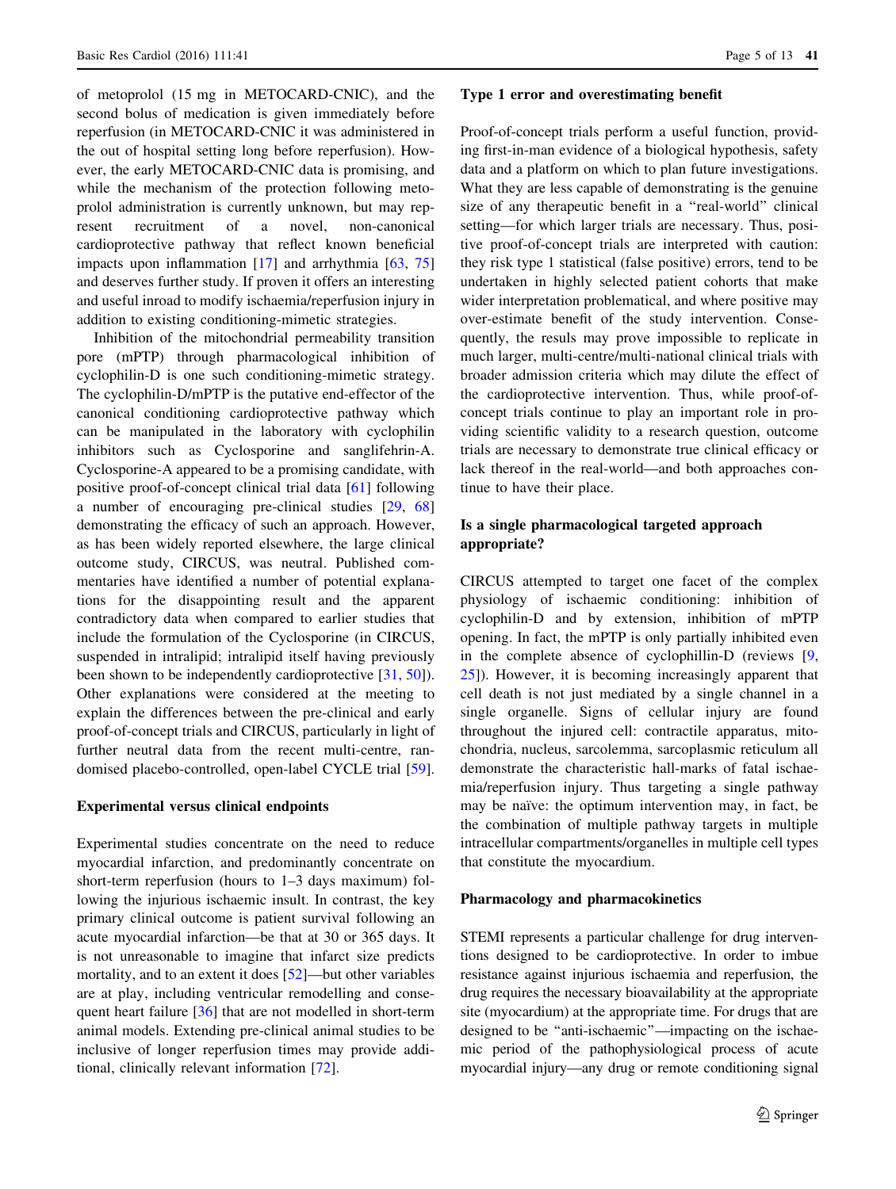of metoprolol (15 mg in METOCARD-CNIC), and the second bolus of medication is given immediately before reperfusion (in METOCARD-CNIC it was administered in the out of hospital setting long before reperfusion). However, the early METOCARD-CNIC data is promising, and while the mechanism of the protection following metoprolol administration is currently unknown, but may represent recruitment of a novel, non-canonical cardioprotective pathway that reflect known beneficial impacts upon inflammation [17] and arrhythmia [63, 75] and deserves further study. If proven it offers an interesting and useful inroad to modify ischaemia/reperfusion injury in addition to existing conditioning-mimetic strategies.

Inhibition of the mitochondrial permeability transition pore (mPTP) through pharmacological inhibition of cyclophilin-D is one such conditioning-mimetic strategy. The cyclophilin-D/mPTP is the putative end-effector of the canonical conditioning cardioprotective pathway which can be manipulated in the laboratory with cyclophilin inhibitors such as Cyclosporine and sanglifehrin-A. Cyclosporine-A appeared to be a promising candidate, with positive proof-of-concept clinical trial data [61] following a number of encouraging pre-clinical studies [29, 68] demonstrating the efficacy of such an approach. However, as has been widely reported elsewhere, the large clinical outcome study, CIRCUS, was neutral. Published commentaries have identified a number of potential explanations for the disappointing result and the apparent contradictory data when compared to earlier studies that include the formulation of the Cyclosporine (in CIRCUS, suspended in intralipid; intralipid itself having previously been shown to be independently cardioprotective [31, 50]). Other explanations were considered at the meeting to explain the differences between the pre-clinical and early proof-of-concept trials and CIRCUS, particularly in light of further neutral data from the recent multi-centre, randomised placebo-controlled, open-label CYCLE trial [59].

### Experimental versus clinical endpoints

Experimental studies concentrate on the need to reduce myocardial infarction, and predominantly concentrate on short-term reperfusion (hours to 1–3 days maximum) following the injurious ischaemic insult. In contrast, the key primary clinical outcome is patient survival following an acute myocardial infarction—be that at 30 or 365 days. It is not unreasonable to imagine that infarct size predicts mortality, and to an extent it does [52]—but other variables are at play, including ventricular remodelling and consequent heart failure [36] that are not modelled in short-term animal models. Extending pre-clinical animal studies to be inclusive of longer reperfusion times may provide additional, clinically relevant information [72].

### Type 1 error and overestimating benefit

Proof-of-concept trials perform a useful function, providing first-in-man evidence of a biological hypothesis, safety data and a platform on which to plan future investigations. What they are less capable of demonstrating is the genuine size of any therapeutic benefit in a "real-world" clinical setting—for which larger trials are necessary. Thus, positive proof-of-concept trials are interpreted with caution: they risk type 1 statistical (false positive) errors, tend to be undertaken in highly selected patient cohorts that make wider interpretation problematical, and where positive may over-estimate benefit of the study intervention. Consequently, the results may prove impossible to replicate in much larger, multi-centre/multi-national clinical trials with broader admission criteria which may dilute the effect of the cardioprotective intervention. Thus, while proof-of-concept trials continue to play an important role in providing scientific validity to a research question, outcome trials are necessary to demonstrate true clinical efficacy or lack thereof in the real-world—and both approaches continue to have their place.

### Is a single pharmacological targeted approach appropriate?

CIRCUS attempted to target one facet of the complex physiology of ischaemic conditioning: inhibition of cyclophilin-D and by extension, inhibition of mPTP opening. In fact, the mPTP is only partially inhibited even in the complete absence of cyclophillin-D (reviews [9, 25]). However, it is becoming increasingly apparent that cell death is not just mediated by a single channel in a single organelle. Signs of cellular injury are found throughout the injured cell: contractile apparatus, mitochondria, nucleus, sarcolemma, sarcoplasmic reticulum all demonstrate the characteristic hall-marks of fatal ischaemia/reperfusion injury. Thus targeting a single pathway may be naïve: the optimum intervention may, in fact, be the combination of multiple pathway targets in multiple intracellular compartments/organelles in multiple cell types that constitute the myocardium.

### Pharmacology and pharmacokinetics

STEMI represents a particular challenge for drug interventions designed to be cardioprotective. In order to imbue resistance against injurious ischaemia and reperfusion, the drug requires the necessary bioavailability at the appropriate site (myocardium) at the appropriate time. For drugs that are designed to be "anti-ischaemic"—impacting on the ischaemic period of the pathophysiological process of acute myocardial injury—any drug or remote conditioning signal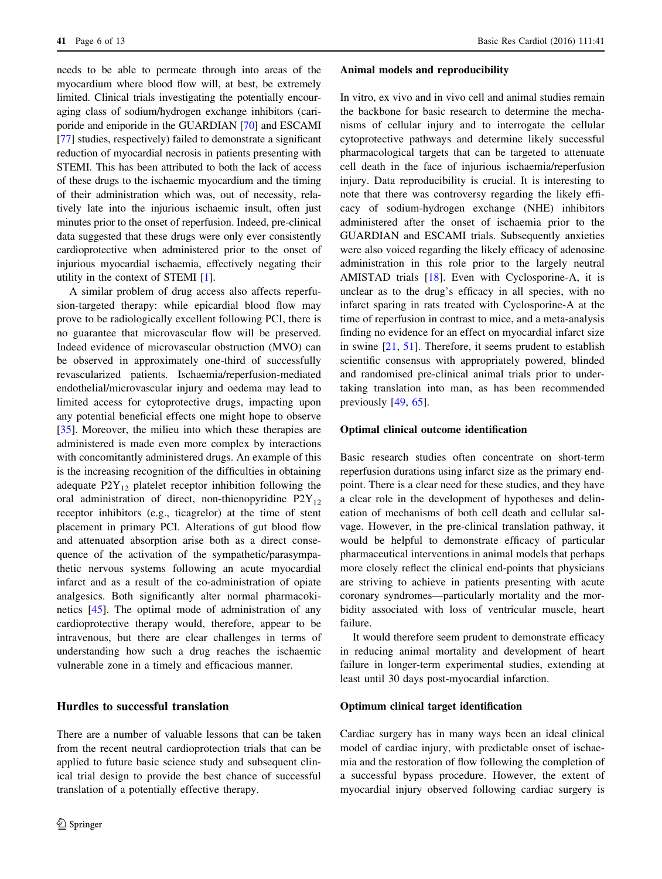needs to be able to permeate through into areas of the myocardium where blood flow will, at best, be extremely limited. Clinical trials investigating the potentially encouraging class of sodium/hydrogen exchange inhibitors (cariporide and eniporide in the GUARDIAN [70] and ESCAMI [77] studies, respectively) failed to demonstrate a significant reduction of myocardial necrosis in patients presenting with STEMI. This has been attributed to both the lack of access of these drugs to the ischaemic myocardium and the timing of their administration which was, out of necessity, relatively late into the injurious ischaemic insult, often just minutes prior to the onset of reperfusion. Indeed, pre-clinical data suggested that these drugs were only ever consistently cardioprotective when administered prior to the onset of injurious myocardial ischaemia, effectively negating their utility in the context of STEMI [1].

A similar problem of drug access also affects reperfusion-targeted therapy: while epicardial blood flow may prove to be radiologically excellent following PCI, there is no guarantee that microvascular flow will be preserved. Indeed evidence of microvascular obstruction (MVO) can be observed in approximately one-third of successfully revascularized patients. Ischaemia/reperfusion-mediated endothelial/microvascular injury and oedema may lead to limited access for cytoprotective drugs, impacting upon any potential beneficial effects one might hope to observe [35]. Moreover, the milieu into which these therapies are administered is made even more complex by interactions with concomitantly administered drugs. An example of this is the increasing recognition of the difficulties in obtaining adequate $P2Y_{12}$ platelet receptor inhibition following the oral administration of direct, non-thienopyridine $P2Y_{12}$ receptor inhibitors (e.g., ticagrelor) at the time of stent placement in primary PCI. Alterations of gut blood flow and attenuated absorption arise both as a direct consequence of the activation of the sympathetic/parasympathetic nervous systems following an acute myocardial infarct and as a result of the co-administration of opiate analgesics. Both significantly alter normal pharmacokinetics [45]. The optimal mode of administration of any cardioprotective therapy would, therefore, appear to be intravenous, but there are clear challenges in terms of understanding how such a drug reaches the ischaemic vulnerable zone in a timely and efficacious manner.

## Hurdles to successful translation

There are a number of valuable lessons that can be taken from the recent neutral cardioprotection trials that can be applied to future basic science study and subsequent clinical trial design to provide the best chance of successful translation of a potentially effective therapy.

### Animal models and reproducibility

In vitro, ex vivo and in vivo cell and animal studies remain the backbone for basic research to determine the mechanisms of cellular injury and to interrogate the cellular cytoprotective pathways and determine likely successful pharmacological targets that can be targeted to attenuate cell death in the face of injurious ischaemia/reperfusion injury. Data reproducibility is crucial. It is interesting to note that there was controversy regarding the likely efficacy of sodium-hydrogen exchange (NHE) inhibitors administered after the onset of ischaemia prior to the GUARDIAN and ESCAMI trials. Subsequently anxieties were also voiced regarding the likely efficacy of adenosine administration in this role prior to the largely neutral AMISTAD trials [18]. Even with Cyclosporine-A, it is unclear as to the drug's efficacy in all species, with no infarct sparing in rats treated with Cyclosporine-A at the time of reperfusion in contrast to mice, and a meta-analysis finding no evidence for an effect on myocardial infarct size in swine [21, 51]. Therefore, it seems prudent to establish scientific consensus with appropriately powered, blinded and randomised pre-clinical animal trials prior to undertaking translation into man, as has been recommended previously [49, 65].

### Optimal clinical outcome identification

Basic research studies often concentrate on short-term reperfusion durations using infarct size as the primary endpoint. There is a clear need for these studies, and they have a clear role in the development of hypotheses and delineation of mechanisms of both cell death and cellular salvage. However, in the pre-clinical translation pathway, it would be helpful to demonstrate efficacy of particular pharmaceutical interventions in animal models that perhaps more closely reflect the clinical end-points that physicians are striving to achieve in patients presenting with acute coronary syndromes—particularly mortality and the morbidity associated with loss of ventricular muscle, heart failure.

It would therefore seem prudent to demonstrate efficacy in reducing animal mortality and development of heart failure in longer-term experimental studies, extending at least until 30 days post-myocardial infarction.

### Optimum clinical target identification

Cardiac surgery has in many ways been an ideal clinical model of cardiac injury, with predictable onset of ischaemia and the restoration of flow following the completion of a successful bypass procedure. However, the extent of myocardial injury observed following cardiac surgery is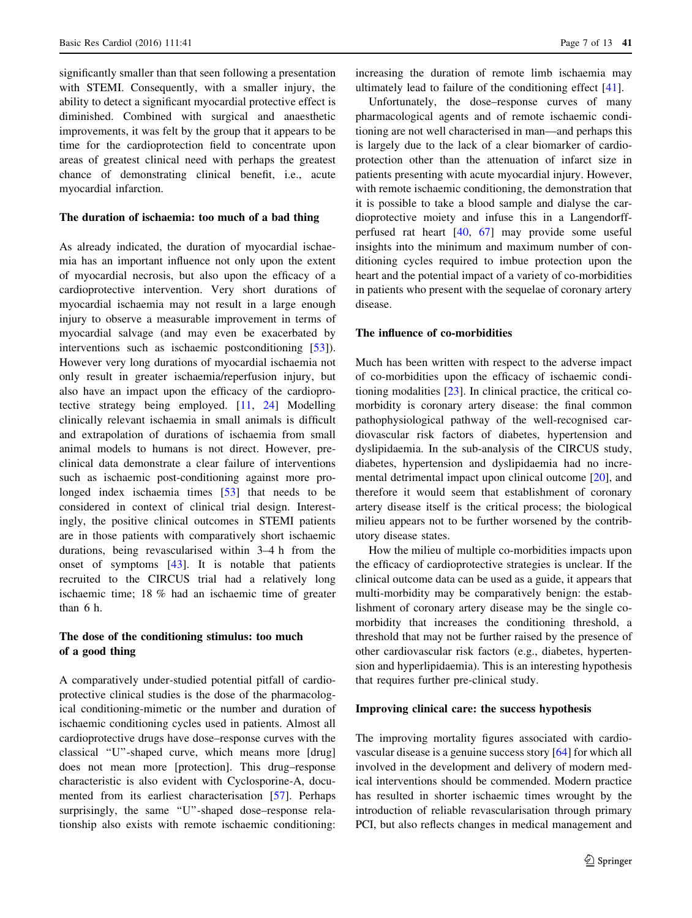significantly smaller than that seen following a presentation with STEMI. Consequently, with a smaller injury, the ability to detect a significant myocardial protective effect is diminished. Combined with surgical and anaesthetic improvements, it was felt by the group that it appears to be time for the cardioprotection field to concentrate upon areas of greatest clinical need with perhaps the greatest chance of demonstrating clinical benefit, i.e., acute myocardial infarction.

## The duration of ischaemia: too much of a bad thing

As already indicated, the duration of myocardial ischaemia has an important influence not only upon the extent of myocardial necrosis, but also upon the efficacy of a cardioprotective intervention. Very short durations of myocardial ischaemia may not result in a large enough injury to observe a measurable improvement in terms of myocardial salvage (and may even be exacerbated by interventions such as ischaemic postconditioning [53]). However very long durations of myocardial ischaemia not only result in greater ischaemia/reperfusion injury, but also have an impact upon the efficacy of the cardioprotective strategy being employed. [11, 24] Modelling clinically relevant ischaemia in small animals is difficult and extrapolation of durations of ischaemia from small animal models to humans is not direct. However, pre-clinical data demonstrate a clear failure of interventions such as ischaemic post-conditioning against more prolonged index ischaemia times [53] that needs to be considered in context of clinical trial design. Interestingly, the positive clinical outcomes in STEMI patients are in those patients with comparatively short ischaemic durations, being revascularised within 3–4 h from the onset of symptoms [43]. It is notable that patients recruited to the CIRCUS trial had a relatively long ischaemic time; 18 % had an ischaemic time of greater than 6 h.

## The dose of the conditioning stimulus: too much of a good thing

A comparatively under-studied potential pitfall of cardioprotective clinical studies is the dose of the pharmacological conditioning-mimetic or the number and duration of ischaemic conditioning cycles used in patients. Almost all cardioprotective drugs have dose–response curves with the classical "U"-shaped curve, which means more [drug] does not mean more [protection]. This drug–response characteristic is also evident with Cyclosporine-A, documented from its earliest characterisation [57]. Perhaps surprisingly, the same "U"-shaped dose–response relationship also exists with remote ischaemic conditioning: increasing the duration of remote limb ischaemia may ultimately lead to failure of the conditioning effect [41].

Unfortunately, the dose–response curves of many pharmacological agents and of remote ischaemic conditioning are not well characterised in man—and perhaps this is largely due to the lack of a clear biomarker of cardioprotection other than the attenuation of infarct size in patients presenting with acute myocardial injury. However, with remote ischaemic conditioning, the demonstration that it is possible to take a blood sample and dialyse the cardioprotective moiety and infuse this in a Langendorff-perfused rat heart [40, 67] may provide some useful insights into the minimum and maximum number of conditioning cycles required to imbue protection upon the heart and the potential impact of a variety of co-morbidities in patients who present with the sequelae of coronary artery disease.

## The influence of co-morbidities

Much has been written with respect to the adverse impact of co-morbidities upon the efficacy of ischaemic conditioning modalities [23]. In clinical practice, the critical co-morbidity is coronary artery disease: the final common pathophysiological pathway of the well-recognised cardiovascular risk factors of diabetes, hypertension and dyslipidaemia. In the sub-analysis of the CIRCUS study, diabetes, hypertension and dyslipidaemia had no incremental detrimental impact upon clinical outcome [20], and therefore it would seem that establishment of coronary artery disease itself is the critical process; the biological milieu appears not to be further worsened by the contributory disease states.

How the milieu of multiple co-morbidities impacts upon the efficacy of cardioprotective strategies is unclear. If the clinical outcome data can be used as a guide, it appears that multi-morbidity may be comparatively benign: the establishment of coronary artery disease may be the single co-morbidity that increases the conditioning threshold, a threshold that may not be further raised by the presence of other cardiovascular risk factors (e.g., diabetes, hypertension and hyperlipidaemia). This is an interesting hypothesis that requires further pre-clinical study.

## Improving clinical care: the success hypothesis

The improving mortality figures associated with cardiovascular disease is a genuine success story [64] for which all involved in the development and delivery of modern medical interventions should be commended. Modern practice has resulted in shorter ischaemic times wrought by the introduction of reliable revascularisation through primary PCI, but also reflects changes in medical management and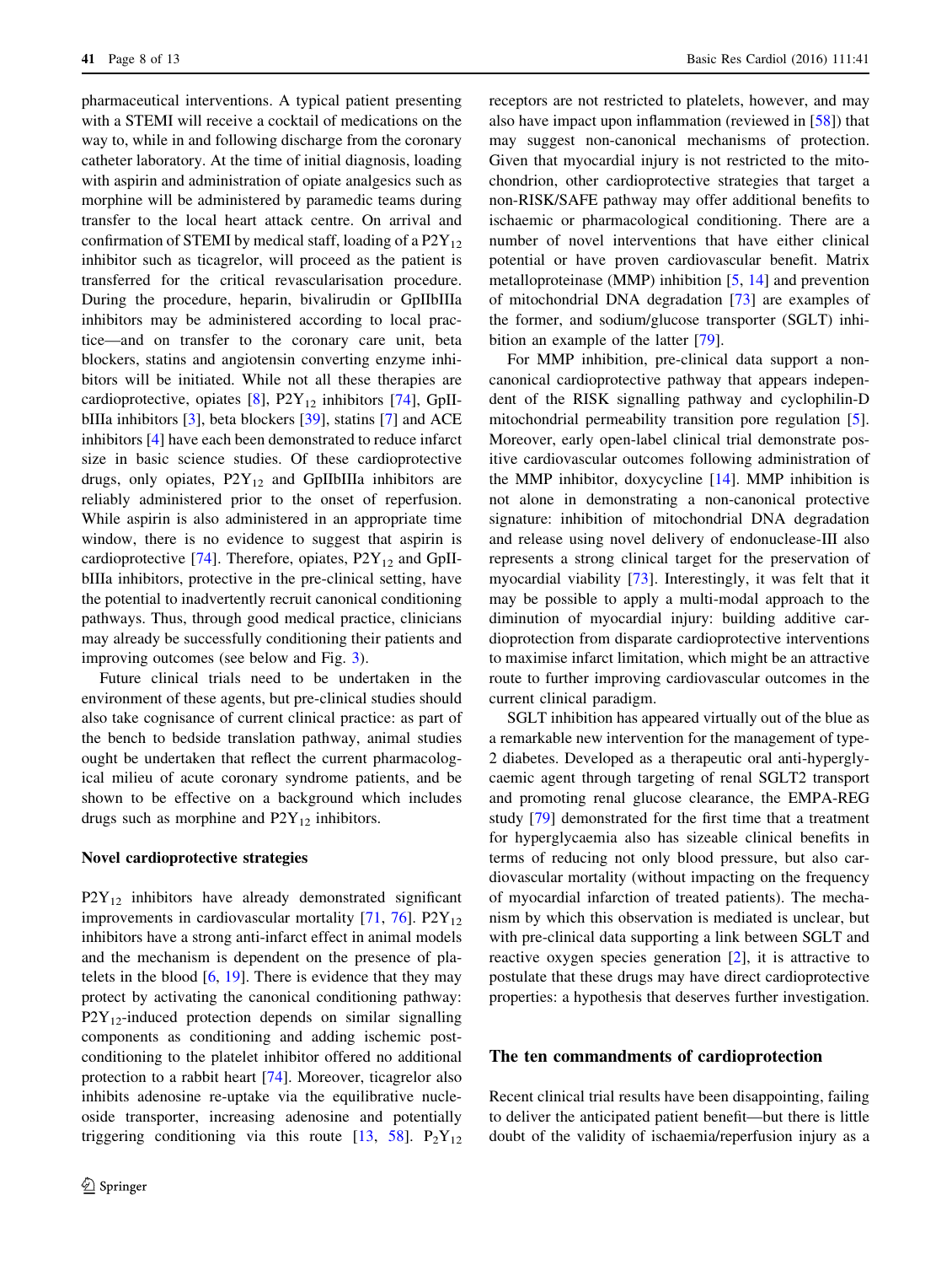pharmaceutical interventions. A typical patient presenting with a STEMI will receive a cocktail of medications on the way to, while in and following discharge from the coronary catheter laboratory. At the time of initial diagnosis, loading with aspirin and administration of opiate analgesics such as morphine will be administered by paramedic teams during transfer to the local heart attack centre. On arrival and confirmation of STEMI by medical staff, loading of a $P2Y_{12}$ inhibitor such as ticagrelor, will proceed as the patient is transferred for the critical revascularisation procedure. During the procedure, heparin, bivalirudin or GpIIbIIIa inhibitors may be administered according to local practice—and on transfer to the coronary care unit, beta blockers, statins and angiotensin converting enzyme inhibitors will be initiated. While not all these therapies are cardioprotective, opiates [8], $P2Y_{12}$ inhibitors [74], GpIIbIIIa inhibitors [3], beta blockers [39], statins [7] and ACE inhibitors [4] have each been demonstrated to reduce infarct size in basic science studies. Of these cardioprotective drugs, only opiates, $P2Y_{12}$ and GpIIbIIIa inhibitors are reliably administered prior to the onset of reperfusion. While aspirin is also administered in an appropriate time window, there is no evidence to suggest that aspirin is cardioprotective [74]. Therefore, opiates, $P2Y_{12}$ and GpIIbIIIa inhibitors, protective in the pre-clinical setting, have the potential to inadvertently recruit canonical conditioning pathways. Thus, through good medical practice, clinicians may already be successfully conditioning their patients and improving outcomes (see below and Fig. 3).

Future clinical trials need to be undertaken in the environment of these agents, but pre-clinical studies should also take cognisance of current clinical practice: as part of the bench to bedside translation pathway, animal studies ought be undertaken that reflect the current pharmacological milieu of acute coronary syndrome patients, and be shown to be effective on a background which includes drugs such as morphine and $P2Y_{12}$ inhibitors.

### Novel cardioprotective strategies

$P2Y_{12}$ inhibitors have already demonstrated significant improvements in cardiovascular mortality [71, 76]. $P2Y_{12}$ inhibitors have a strong anti-infarct effect in animal models and the mechanism is dependent on the presence of platelets in the blood [6, 19]. There is evidence that they may protect by activating the canonical conditioning pathway: $P2Y_{12}$-induced protection depends on similar signalling components as conditioning and adding ischemic postconditioning to the platelet inhibitor offered no additional protection to a rabbit heart [74]. Moreover, ticagrelor also inhibits adenosine re-uptake via the equilibrative nucleoside transporter, increasing adenosine and potentially triggering conditioning via this route [13, 58]. $P_2Y_{12}$ receptors are not restricted to platelets, however, and may also have impact upon inflammation (reviewed in [58]) that may suggest non-canonical mechanisms of protection. Given that myocardial injury is not restricted to the mitochondrion, other cardioprotective strategies that target a non-RISK/SAFE pathway may offer additional benefits to ischaemic or pharmacological conditioning. There are a number of novel interventions that have either clinical potential or have proven cardiovascular benefit. Matrix metalloproteinase (MMP) inhibition [5, 14] and prevention of mitochondrial DNA degradation [73] are examples of the former, and sodium/glucose transporter (SGLT) inhibition an example of the latter [79].

For MMP inhibition, pre-clinical data support a non-canonical cardioprotective pathway that appears independent of the RISK signalling pathway and cyclophilin-D mitochondrial permeability transition pore regulation [5]. Moreover, early open-label clinical trial demonstrate positive cardiovascular outcomes following administration of the MMP inhibitor, doxycycline [14]. MMP inhibition is not alone in demonstrating a non-canonical protective signature: inhibition of mitochondrial DNA degradation and release using novel delivery of endonuclease-III also represents a strong clinical target for the preservation of myocardial viability [73]. Interestingly, it was felt that it may be possible to apply a multi-modal approach to the diminution of myocardial injury: building additive cardioprotection from disparate cardioprotective interventions to maximise infarct limitation, which might be an attractive route to further improving cardiovascular outcomes in the current clinical paradigm.

SGLT inhibition has appeared virtually out of the blue as a remarkable new intervention for the management of type-2 diabetes. Developed as a therapeutic oral anti-hyperglycaemic agent through targeting of renal SGLT2 transport and promoting renal glucose clearance, the EMPA-REG study [79] demonstrated for the first time that a treatment for hyperglycaemia also has sizeable clinical benefits in terms of reducing not only blood pressure, but also cardiovascular mortality (without impacting on the frequency of myocardial infarction of treated patients). The mechanism by which this observation is mediated is unclear, but with pre-clinical data supporting a link between SGLT and reactive oxygen species generation [2], it is attractive to postulate that these drugs may have direct cardioprotective properties: a hypothesis that deserves further investigation.

## The ten commandments of cardioprotection

Recent clinical trial results have been disappointing, failing to deliver the anticipated patient benefit—but there is little doubt of the validity of ischaemia/reperfusion injury as a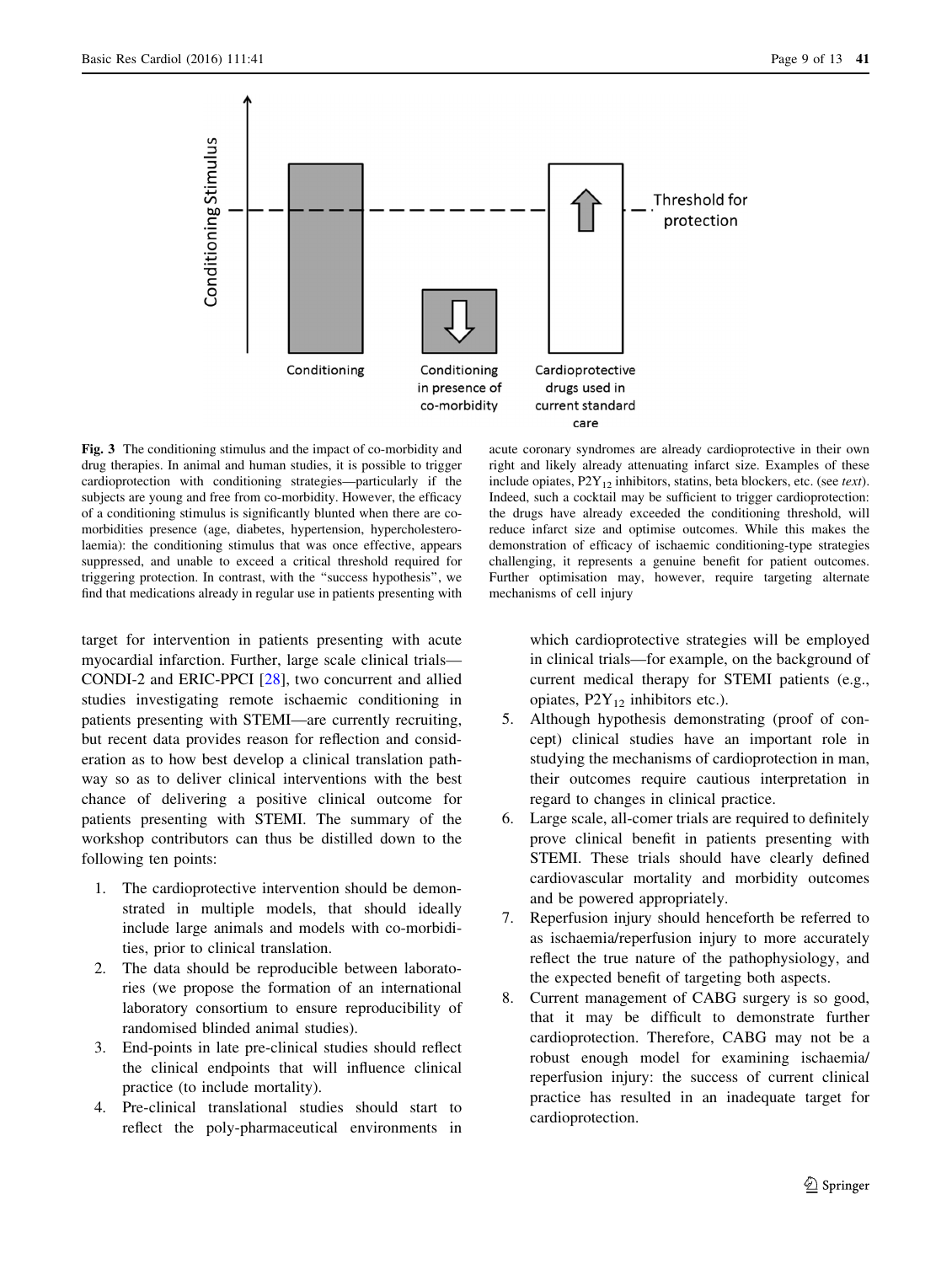**Fig. 3** The conditioning stimulus and the impact of co-morbidity and drug therapies. In animal and human studies, it is possible to trigger cardioprotection with conditioning strategies—particularly if the subjects are young and free from co-morbidity. However, the efficacy of a conditioning stimulus is significantly blunted when there are co-morbidities presence (age, diabetes, hypertension, hypercholesterolaemia): the conditioning stimulus that was once effective, appears suppressed, and unable to exceed a critical threshold required for triggering protection. In contrast, with the "success hypothesis", we find that medications already in regular use in patients presenting with acute coronary syndromes are already cardioprotective in their own right and likely already attenuating infarct size. Examples of these include opiates, $P2Y_{12}$ inhibitors, statins, beta blockers, etc. (see *text*). Indeed, such a cocktail may be sufficient to trigger cardioprotection: the drugs have already exceeded the conditioning threshold, will reduce infarct size and optimise outcomes. While this makes the demonstration of efficacy of ischaemic conditioning-type strategies challenging, it represents a genuine benefit for patient outcomes. Further optimisation may, however, require targeting alternate mechanisms of cell injury

target for intervention in patients presenting with acute myocardial infarction. Further, large scale clinical trials—CONDI-2 and ERIC-PPCI [28], two concurrent and allied studies investigating remote ischaemic conditioning in patients presenting with STEMI—are currently recruiting, but recent data provides reason for reflection and consideration as to how best develop a clinical translation pathway so as to deliver clinical interventions with the best chance of delivering a positive clinical outcome for patients presenting with STEMI. The summary of the workshop contributors can thus be distilled down to the following ten points:

1. The cardioprotective intervention should be demonstrated in multiple models, that should ideally include large animals and models with co-morbidities, prior to clinical translation.
2. The data should be reproducible between laboratories (we propose the formation of an international laboratory consortium to ensure reproducibility of randomised blinded animal studies).
3. End-points in late pre-clinical studies should reflect the clinical endpoints that will influence clinical practice (to include mortality).
4. Pre-clinical translational studies should start to reflect the poly-pharmaceutical environments in which cardioprotective strategies will be employed in clinical trials—for example, on the background of current medical therapy for STEMI patients (e.g., opiates, $P2Y_{12}$ inhibitors etc.).
5. Although hypothesis demonstrating (proof of concept) clinical studies have an important role in studying the mechanisms of cardioprotection in man, their outcomes require cautious interpretation in regard to changes in clinical practice.
6. Large scale, all-comer trials are required to definitely prove clinical benefit in patients presenting with STEMI. These trials should have clearly defined cardiovascular mortality and morbidity outcomes and be powered appropriately.
7. Reperfusion injury should henceforth be referred to as ischaemia/reperfusion injury to more accurately reflect the true nature of the pathophysiology, and the expected benefit of targeting both aspects.
8. Current management of CABG surgery is so good, that it may be difficult to demonstrate further cardioprotection. Therefore, CABG may not be a robust enough model for examining ischaemia/reperfusion injury: the success of current clinical practice has resulted in an inadequate target for cardioprotection.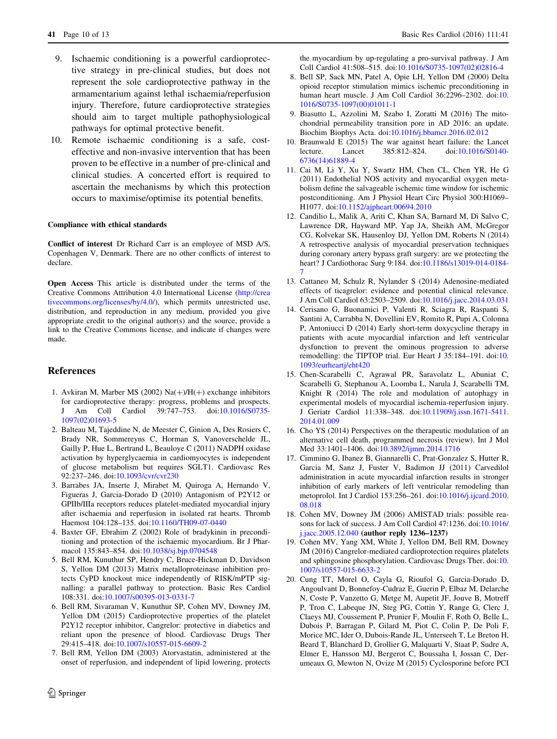9. Ischaemic conditioning is a powerful cardioprotective strategy in pre-clinical studies, but does not represent the sole cardioprotective pathway in the armamentarium against lethal ischaemia/reperfusion injury. Therefore, future cardioprotective strategies should aim to target multiple pathophysiological pathways for optimal protective benefit.
10. Remote ischaemic conditioning is a safe, cost-effective and non-invasive intervention that has been proven to be effective in a number of pre-clinical and clinical studies. A concerted effort is required to ascertain the mechanisms by which this protection occurs to maximise/optimise its potential benefits.

**Compliance with ethical standards**

**Conflict of interest** Dr Richard Carr is an employee of MSD A/S, Copenhagen V, Denmark. There are no other conflicts of interest to declare.

**Open Access** This article is distributed under the terms of the Creative Commons Attribution 4.0 International License (http://creativecommons.org/licenses/by/4.0/), which permits unrestricted use, distribution, and reproduction in any medium, provided you give appropriate credit to the original author(s) and the source, provide a link to the Creative Commons license, and indicate if changes were made.

## References

1. Avkiran M, Marber MS (2002) Na(+)/H(+) exchange inhibitors for cardioprotective therapy: progress, problems and prospects. J Am Coll Cardiol 39:747–753. doi:10.1016/S0735-1097(02)01693-5
2. Balteau M, Tajeddine N, de Meester C, Ginion A, Des Rosiers C, Brady NR, Sommereyns C, Horman S, Vanoverschelde JL, Gailly P, Hue L, Bertrand L, Beauloye C (2011) NADPH oxidase activation by hyperglycaemia in cardiomyocytes is independent of glucose metabolism but requires SGLT1. Cardiovasc Res 92:237–246. doi:10.1093/cvr/cvr230
3. Barrabes JA, Inserte J, Mirabet M, Quiroga A, Hernando V, Figueras J, Garcia-Dorado D (2010) Antagonism of P2Y12 or GPIIb/IIIa receptors reduces platelet-mediated myocardial injury after ischaemia and reperfusion in isolated rat hearts. Thromb Haemost 104:128–135. doi:10.1160/TH09-07-0440
4. Baxter GF, Ebrahim Z (2002) Role of bradykinin in preconditioning and protection of the ischaemic myocardium. Br J Pharmacol 135:843–854. doi:10.1038/sj.bjp.0704548
5. Bell RM, Kunuthur SP, Hendry C, Bruce-Hickman D, Davidson S, Yellon DM (2013) Matrix metalloproteinase inhibition protects CyPD knockout mice independently of RISK/mPTP signalling: a parallel pathway to protection. Basic Res Cardiol 108:331. doi:10.1007/s00395-013-0331-7
6. Bell RM, Sivaraman V, Kunuthur SP, Cohen MV, Downey JM, Yellon DM (2015) Cardioprotective properties of the platelet P2Y12 receptor inhibitor, Cangrelor: protective in diabetics and reliant upon the presence of blood. Cardiovasc Drugs Ther 29:415–418. doi:10.1007/s10557-015-6609-2
7. Bell RM, Yellon DM (2003) Atorvastatin, administered at the onset of reperfusion, and independent of lipid lowering, protects the myocardium by up-regulating a pro-survival pathway. J Am Coll Cardiol 41:508–515. doi:10.1016/S0735-1097(02)02816-4
8. Bell SP, Sack MN, Patel A, Opie LH, Yellon DM (2000) Delta opioid receptor stimulation mimics ischemic preconditioning in human heart muscle. J Am Coll Cardiol 36:2296–2302. doi:10.1016/S0735-1097(00)01011-1
9. Biasutto L, Azzolini M, Szabo I, Zoratti M (2016) The mitochondrial permeability transition pore in AD 2016: an update. Biochim Biophys Acta. doi:10.1016/j.bbamcr.2016.02.012
10. Braunwald E (2015) The war against heart failure: the Lancet lecture. Lancet 385:812–824. doi:10.1016/S0140-6736(14)61889-4
11. Cai M, Li Y, Xu Y, Swartz HM, Chen CL, Chen YR, He G (2011) Endothelial NOS activity and myocardial oxygen metabolism define the salvageable ischemic time window for ischemic postconditioning. Am J Physiol Heart Circ Physiol 300:H1069–H1077. doi:10.1152/ajpheart.00694.2010
12. Candilio L, Malik A, Ariti C, Khan SA, Barnard M, Di Salvo C, Lawrence DR, Hayward MP, Yap JA, Sheikh AM, McGregor CG, Kolvekar SK, Hausenloy DJ, Yellon DM, Roberts N (2014) A retrospective analysis of myocardial preservation techniques during coronary artery bypass graft surgery: are we protecting the heart? J Cardiothorac Surg 9:184. doi:10.1186/s13019-014-0184-7
13. Cattaneo M, Schulz R, Nylander S (2014) Adenosine-mediated effects of ticagrelor: evidence and potential clinical relevance. J Am Coll Cardiol 63:2503–2509. doi:10.1016/j.jacc.2014.03.031
14. Cerisano G, Buonamici P, Valenti R, Sciagra R, Raspanti S, Santini A, Carrabba N, Dovellini EV, Romito R, Pupi A, Colonna P, Antoniucci D (2014) Early short-term doxycycline therapy in patients with acute myocardial infarction and left ventricular dysfunction to prevent the ominous progression to adverse remodelling: the TIPTOP trial. Eur Heart J 35:184–191. doi:10.1093/eurheartj/eht420
15. Chen-Scarabelli C, Agrawal PR, Saravolatz L, Abuniat C, Scarabelli G, Stephanou A, Loomba L, Narula J, Scarabelli TM, Knight R (2014) The role and modulation of autophagy in experimental models of myocardial ischemia-reperfusion injury. J Geriatr Cardiol 11:338–348. doi:10.11909/j.issn.1671-5411.2014.01.009
16. Cho YS (2014) Perspectives on the therapeutic modulation of an alternative cell death, programmed necrosis (review). Int J Mol Med 33:1401–1406. doi:10.3892/ijmm.2014.1716
17. Cimmino G, Ibanez B, Giannarelli C, Prat-Gonzalez S, Hutter R, Garcia M, Sanz J, Fuster V, Badimon JJ (2011) Carvedilol administration in acute myocardial infarction results in stronger inhibition of early markers of left ventricular remodeling than metoprolol. Int J Cardiol 153:256–261. doi:10.1016/j.ijcard.2010.08.018
18. Cohen MV, Downey JM (2006) AMISTAD trials: possible reasons for lack of success. J Am Coll Cardiol 47:1236. doi:10.1016/j.jacc.2005.12.040 **(author reply 1236–1237)**
19. Cohen MV, Yang XM, White J, Yellon DM, Bell RM, Downey JM (2016) Cangrelor-mediated cardioprotection requires platelets and sphingosine phosphorylation. Cardiovasc Drugs Ther. doi:10.1007/s10557-015-6633-2
20. Cung TT, Morel O, Cayla G, Rioufol G, Garcia-Dorado D, Angoulvant D, Bonnefoy-Cudraz E, Guerin P, Elbaz M, Delarche N, Coste P, Vanzetto G, Metge M, Aupetit JF, Jouve B, Motreff P, Tron C, Labeque JN, Steg PG, Cottin Y, Range G, Clerc J, Claeys MJ, Coussement P, Prunier F, Moulin F, Roth O, Belle L, Dubois P, Barragan P, Gilard M, Piot C, Colin P, De Poli F, Morice MC, Ider O, Dubois-Rande JL, Unterseeh T, Le Breton H, Beard T, Blanchard D, Grollier G, Malquarti V, Staat P, Sudre A, Elmer E, Hansson MJ, Bergerot C, Boussaha I, Jossan C, Derumeaux G, Mewton N, Ovize M (2015) Cyclosporine before PCI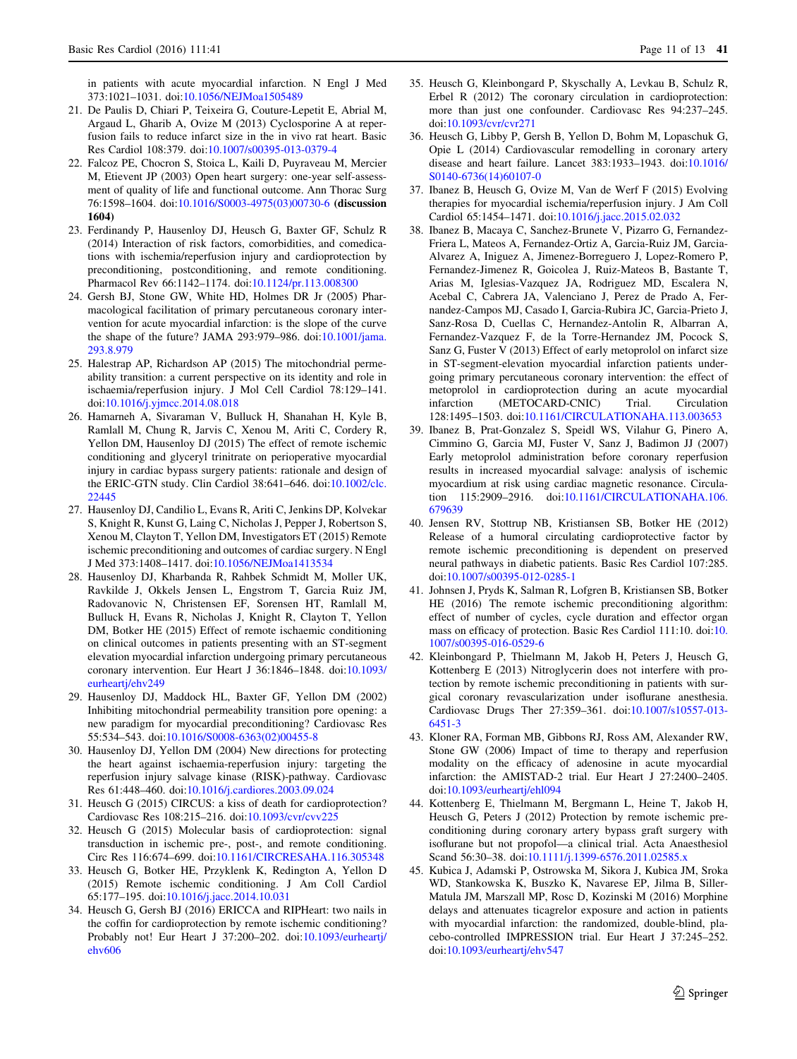in patients with acute myocardial infarction. N Engl J Med 373:1021–1031. doi:10.1056/NEJMoa1505489

21. De Paulis D, Chiari P, Teixeira G, Couture-Lepetit E, Abrial M, Argaud L, Gharib A, Ovize M (2013) Cyclosporine A at reperfusion fails to reduce infarct size in the in vivo rat heart. Basic Res Cardiol 108:379. doi:10.1007/s00395-013-0379-4
22. Falcoz PE, Chocron S, Stoica L, Kaili D, Puyraveau M, Mercier M, Etievent JP (2003) Open heart surgery: one-year self-assessment of quality of life and functional outcome. Ann Thorac Surg 76:1598–1604. doi:10.1016/S0003-4975(03)00730-6 **(discussion 1604)**
23. Ferdinandy P, Hausenloy DJ, Heusch G, Baxter GF, Schulz R (2014) Interaction of risk factors, comorbidities, and comedications with ischemia/reperfusion injury and cardioprotection by preconditioning, postconditioning, and remote conditioning. Pharmacol Rev 66:1142–1174. doi:10.1124/pr.113.008300
24. Gersh BJ, Stone GW, White HD, Holmes DR Jr (2005) Pharmacological facilitation of primary percutaneous coronary intervention for acute myocardial infarction: is the slope of the curve the shape of the future? JAMA 293:979–986. doi:10.1001/jama.293.8.979
25. Halestrap AP, Richardson AP (2015) The mitochondrial permeability transition: a current perspective on its identity and role in ischaemia/reperfusion injury. J Mol Cell Cardiol 78:129–141. doi:10.1016/j.yjmcc.2014.08.018
26. Hamarneh A, Sivaraman V, Bulluck H, Shanahan H, Kyle B, Ramlall M, Chung R, Jarvis C, Xenou M, Ariti C, Cordery R, Yellon DM, Hausenloy DJ (2015) The effect of remote ischemic conditioning and glyceryl trinitrate on perioperative myocardial injury in cardiac bypass surgery patients: rationale and design of the ERIC-GTN study. Clin Cardiol 38:641–646. doi:10.1002/clc.22445
27. Hausenloy DJ, Candilio L, Evans R, Ariti C, Jenkins DP, Kolvekar S, Knight R, Kunst G, Laing C, Nicholas J, Pepper J, Robertson S, Xenou M, Clayton T, Yellon DM, Investigators ET (2015) Remote ischemic preconditioning and outcomes of cardiac surgery. N Engl J Med 373:1408–1417. doi:10.1056/NEJMoa1413534
28. Hausenloy DJ, Kharbanda R, Rahbek Schmidt M, Moller UK, Ravkilde J, Okkels Jensen L, Engstrom T, Garcia Ruiz JM, Radovanovic N, Christensen EF, Sorensen HT, Ramlall M, Bulluck H, Evans R, Nicholas J, Knight R, Clayton T, Yellon DM, Botker HE (2015) Effect of remote ischaemic conditioning on clinical outcomes in patients presenting with an ST-segment elevation myocardial infarction undergoing primary percutaneous coronary intervention. Eur Heart J 36:1846–1848. doi:10.1093/eurheartj/ehv249
29. Hausenloy DJ, Maddock HL, Baxter GF, Yellon DM (2002) Inhibiting mitochondrial permeability transition pore opening: a new paradigm for myocardial preconditioning? Cardiovasc Res 55:534–543. doi:10.1016/S0008-6363(02)00455-8
30. Hausenloy DJ, Yellon DM (2004) New directions for protecting the heart against ischaemia-reperfusion injury: targeting the reperfusion injury salvage kinase (RISK)-pathway. Cardiovasc Res 61:448–460. doi:10.1016/j.cardiores.2003.09.024
31. Heusch G (2015) CIRCUS: a kiss of death for cardioprotection? Cardiovasc Res 108:215–216. doi:10.1093/cvr/cvv225
32. Heusch G (2015) Molecular basis of cardioprotection: signal transduction in ischemic pre-, post-, and remote conditioning. Circ Res 116:674–699. doi:10.1161/CIRCRESAHA.116.305348
33. Heusch G, Botker HE, Przyklenk K, Redington A, Yellon D (2015) Remote ischemic conditioning. J Am Coll Cardiol 65:177–195. doi:10.1016/j.jacc.2014.10.031
34. Heusch G, Gersh BJ (2016) ERICCA and RIPHeart: two nails in the coffin for cardioprotection by remote ischemic conditioning? Probably not! Eur Heart J 37:200–202. doi:10.1093/eurheartj/ehv606
35. Heusch G, Kleinbongard P, Skyschally A, Levkau B, Schulz R, Erbel R (2012) The coronary circulation in cardioprotection: more than just one confounder. Cardiovasc Res 94:237–245. doi:10.1093/cvr/cvr271
36. Heusch G, Libby P, Gersh B, Yellon D, Bohm M, Lopaschuk G, Opie L (2014) Cardiovascular remodelling in coronary artery disease and heart failure. Lancet 383:1933–1943. doi:10.1016/S0140-6736(14)60107-0
37. Ibanez B, Heusch G, Ovize M, Van de Werf F (2015) Evolving therapies for myocardial ischemia/reperfusion injury. J Am Coll Cardiol 65:1454–1471. doi:10.1016/j.jacc.2015.02.032
38. Ibanez B, Macaya C, Sanchez-Brunete V, Pizarro G, Fernandez-Friera L, Mateos A, Fernandez-Ortiz A, Garcia-Ruiz JM, Garcia-Alvarez A, Iniguez A, Jimenez-Borreguero J, Lopez-Romero P, Fernandez-Jimenez R, Goicolea J, Ruiz-Mateos B, Bastante T, Arias M, Iglesias-Vazquez JA, Rodriguez MD, Escalera N, Acebal C, Cabrera JA, Valenciano J, Perez de Prado A, Fernandez-Campos MJ, Casado I, Garcia-Rubira JC, Garcia-Prieto J, Sanz-Rosa D, Cuellas C, Hernandez-Antolin R, Albarran A, Fernandez-Vazquez F, de la Torre-Hernandez JM, Pocock S, Sanz G, Fuster V (2013) Effect of early metoprolol on infarct size in ST-segment-elevation myocardial infarction patients undergoing primary percutaneous coronary intervention: the effect of metoprolol in cardioprotection during an acute myocardial infarction (METOCARD-CNIC) Trial. Circulation 128:1495–1503. doi:10.1161/CIRCULATIONAHA.113.003653
39. Ibanez B, Prat-Gonzalez S, Speidl WS, Vilahur G, Pinero A, Cimmino G, Garcia MJ, Fuster V, Sanz J, Badimon JJ (2007) Early metoprolol administration before coronary reperfusion results in increased myocardial salvage: analysis of ischemic myocardium at risk using cardiac magnetic resonance. Circulation 115:2909–2916. doi:10.1161/CIRCULATIONAHA.106.679639
40. Jensen RV, Stottrup NB, Kristiansen SB, Botker HE (2012) Release of a humoral circulating cardioprotective factor by remote ischemic preconditioning is dependent on preserved neural pathways in diabetic patients. Basic Res Cardiol 107:285. doi:10.1007/s00395-012-0285-1
41. Johnsen J, Pryds K, Salman R, Lofgren B, Kristiansen SB, Botker HE (2016) The remote ischemic preconditioning algorithm: effect of number of cycles, cycle duration and effector organ mass on efficacy of protection. Basic Res Cardiol 111:10. doi:10.1007/s00395-016-0529-6
42. Kleinbongard P, Thielmann M, Jakob H, Peters J, Heusch G, Kottenberg E (2013) Nitroglycerin does not interfere with protection by remote ischemic preconditioning in patients with surgical coronary revascularization under isoflurane anesthesia. Cardiovasc Drugs Ther 27:359–361. doi:10.1007/s10557-013-6451-3
43. Kloner RA, Forman MB, Gibbons RJ, Ross AM, Alexander RW, Stone GW (2006) Impact of time to therapy and reperfusion modality on the efficacy of adenosine in acute myocardial infarction: the AMISTAD-2 trial. Eur Heart J 27:2400–2405. doi:10.1093/eurheartj/ehl094
44. Kottenberg E, Thielmann M, Bergmann L, Heine T, Jakob H, Heusch G, Peters J (2012) Protection by remote ischemic preconditioning during coronary artery bypass graft surgery with isoflurane but not propofol—a clinical trial. Acta Anaesthesiol Scand 56:30–38. doi:10.1111/j.1399-6576.2011.02585.x
45. Kubica J, Adamski P, Ostrowska M, Sikora J, Kubica JM, Sroka WD, Stankowska K, Buszko K, Navarese EP, Jilma B, Siller-Matula JM, Marszall MP, Rosc D, Kozinski M (2016) Morphine delays and attenuates ticagrelor exposure and action in patients with myocardial infarction: the randomized, double-blind, placebo-controlled IMPRESSION trial. Eur Heart J 37:245–252. doi:10.1093/eurheartj/ehv547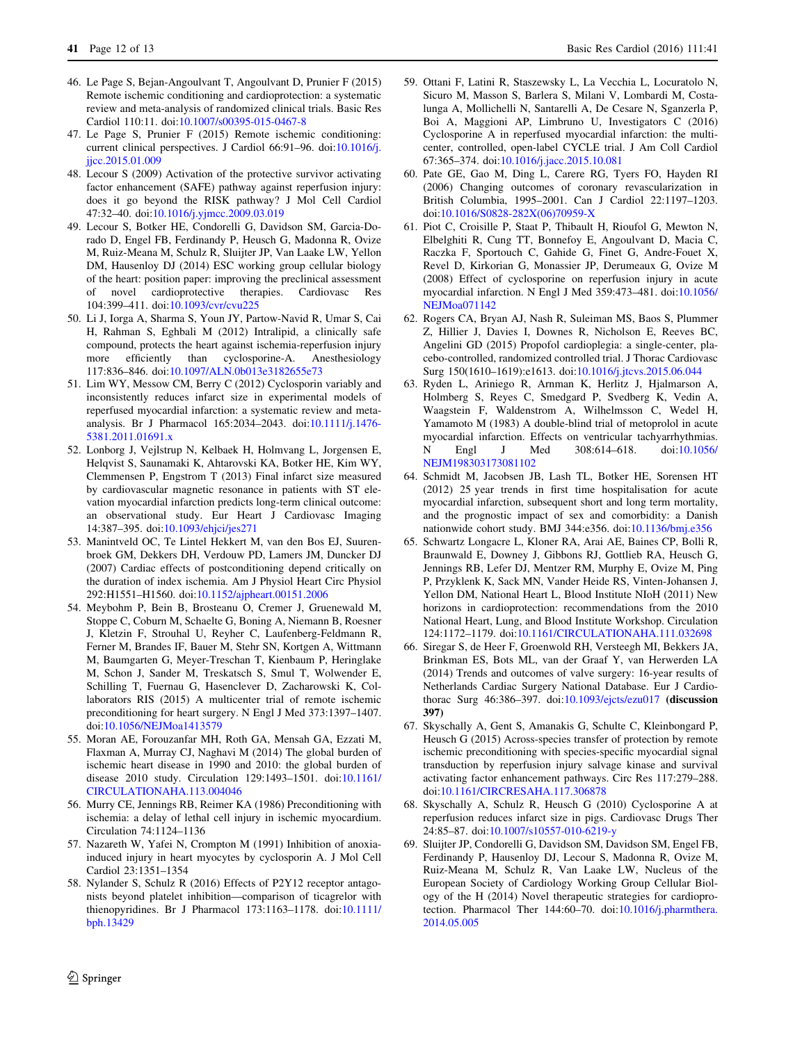46. Le Page S, Bejan-Angoulvant T, Angoulvant D, Prunier F (2015) Remote ischemic conditioning and cardioprotection: a systematic review and meta-analysis of randomized clinical trials. Basic Res Cardiol 110:11. doi:10.1007/s00395-015-0467-8
47. Le Page S, Prunier F (2015) Remote ischemic conditioning: current clinical perspectives. J Cardiol 66:91–96. doi:10.1016/j.jjcc.2015.01.009
48. Lecour S (2009) Activation of the protective survivor activating factor enhancement (SAFE) pathway against reperfusion injury: does it go beyond the RISK pathway? J Mol Cell Cardiol 47:32–40. doi:10.1016/j.yjmcc.2009.03.019
49. Lecour S, Botker HE, Condorelli G, Davidson SM, Garcia-Dorado D, Engel FB, Ferdinandy P, Heusch G, Madonna R, Ovize M, Ruiz-Meana M, Schulz R, Sluijter JP, Van Laake LW, Yellon DM, Hausenloy DJ (2014) ESC working group cellular biology of the heart: position paper: improving the preclinical assessment of novel cardioprotective therapies. Cardiovasc Res 104:399–411. doi:10.1093/cvr/cvu225
50. Li J, Iorga A, Sharma S, Youn JY, Partow-Navid R, Umar S, Cai H, Rahman S, Eghbali M (2012) Intralipid, a clinically safe compound, protects the heart against ischemia-reperfusion injury more efficiently than cyclosporine-A. Anesthesiology 117:836–846. doi:10.1097/ALN.0b013e3182655e73
51. Lim WY, Messow CM, Berry C (2012) Cyclosporin variably and inconsistently reduces infarct size in experimental models of reperfused myocardial infarction: a systematic review and meta-analysis. Br J Pharmacol 165:2034–2043. doi:10.1111/j.1476-5381.2011.01691.x
52. Lonborg J, Vejlstrup N, Kelbaek H, Holmvang L, Jorgensen E, Helqvist S, Saunamaki K, Ahtarovski KA, Botker HE, Kim WY, Clemmensen P, Engstrom T (2013) Final infarct size measured by cardiovascular magnetic resonance in patients with ST elevation myocardial infarction predicts long-term clinical outcome: an observational study. Eur Heart J Cardiovasc Imaging 14:387–395. doi:10.1093/ehjci/jes271
53. Manintveld OC, Te Lintel Hekkert M, van den Bos EJ, Suurenbroek GM, Dekkers DH, Verdouw PD, Lamers JM, Duncker DJ (2007) Cardiac effects of postconditioning depend critically on the duration of index ischemia. Am J Physiol Heart Circ Physiol 292:H1551–H1560. doi:10.1152/ajpheart.00151.2006
54. Meybohm P, Bein B, Brosteanu O, Cremer J, Gruenewald M, Stoppe C, Coburn M, Schaelte G, Boning A, Niemann B, Roesner J, Kletzin F, Strouhal U, Reyher C, Laufenberg-Feldmann R, Ferner M, Brandes IF, Bauer M, Stehr SN, Kortgen A, Wittmann M, Baumgarten G, Meyer-Treschan T, Kienbaum P, Heringlake M, Schon J, Sander M, Treskatsch S, Smul T, Wolwender E, Schilling T, Fuernau G, Hasenclever D, Zacharowski K, Collaborators RIS (2015) A multicenter trial of remote ischemic preconditioning for heart surgery. N Engl J Med 373:1397–1407. doi:10.1056/NEJMoa1413579
55. Moran AE, Forouzanfar MH, Roth GA, Mensah GA, Ezzati M, Flaxman A, Murray CJ, Naghavi M (2014) The global burden of ischemic heart disease in 1990 and 2010: the global burden of disease 2010 study. Circulation 129:1493–1501. doi:10.1161/CIRCULATIONAHA.113.004046
56. Murry CE, Jennings RB, Reimer KA (1986) Preconditioning with ischemia: a delay of lethal cell injury in ischemic myocardium. Circulation 74:1124–1136
57. Nazareth W, Yafei N, Crompton M (1991) Inhibition of anoxia-induced injury in heart myocytes by cyclosporin A. J Mol Cell Cardiol 23:1351–1354
58. Nylander S, Schulz R (2016) Effects of P2Y12 receptor antagonists beyond platelet inhibition—comparison of ticagrelor with thienopyridines. Br J Pharmacol 173:1163–1178. doi:10.1111/bph.13429
59. Ottani F, Latini R, Staszewsky L, La Vecchia L, Locuratolo N, Sicuro M, Masson S, Barlera S, Milani V, Lombardi M, Costalunga A, Mollichelli N, Santarelli A, De Cesare N, Sganzerla P, Boi A, Maggioni AP, Limbruno U, Investigators C (2016) Cyclosporine A in reperfused myocardial infarction: the multicenter, controlled, open-label CYCLE trial. J Am Coll Cardiol 67:365–374. doi:10.1016/j.jacc.2015.10.081
60. Pate GE, Gao M, Ding L, Carere RG, Tyers FO, Hayden RI (2006) Changing outcomes of coronary revascularization in British Columbia, 1995–2001. Can J Cardiol 22:1197–1203. doi:10.1016/S0828-282X(06)70959-X
61. Piot C, Croisille P, Staat P, Thibault H, Rioufol G, Mewton N, Elbelghiti R, Cung TT, Bonnefoy E, Angoulvant D, Macia C, Raczka F, Sportouch C, Gahide G, Finet G, Andre-Fouet X, Revel D, Kirkorian G, Monassier JP, Derumeaux G, Ovize M (2008) Effect of cyclosporine on reperfusion injury in acute myocardial infarction. N Engl J Med 359:473–481. doi:10.1056/NEJMoa071142
62. Rogers CA, Bryan AJ, Nash R, Suleiman MS, Baos S, Plummer Z, Hillier J, Davies I, Downes R, Nicholson E, Reeves BC, Angelini GD (2015) Propofol cardioplegia: a single-center, placebo-controlled, randomized controlled trial. J Thorac Cardiovasc Surg 150(1610–1619):e1613. doi:10.1016/j.jtcvs.2015.06.044
63. Ryden L, Ariniego R, Arnman K, Herlitz J, Hjalmarson A, Holmberg S, Reyes C, Smedgard P, Svedberg K, Vedin A, Waagstein F, Waldenstrom A, Wilhelmsson C, Wedel H, Yamamoto M (1983) A double-blind trial of metoprolol in acute myocardial infarction. Effects on ventricular tachyarrhythmias. N Engl J Med 308:614–618. doi:10.1056/NEJM198303173081102
64. Schmidt M, Jacobsen JB, Lash TL, Botker HE, Sorensen HT (2012) 25 year trends in first time hospitalisation for acute myocardial infarction, subsequent short and long term mortality, and the prognostic impact of sex and comorbidity: a Danish nationwide cohort study. BMJ 344:e356. doi:10.1136/bmj.e356
65. Schwartz Longacre L, Kloner RA, Arai AE, Baines CP, Bolli R, Braunwald E, Downey J, Gibbons RJ, Gottlieb RA, Heusch G, Jennings RB, Lefer DJ, Mentzer RM, Murphy E, Ovize M, Ping P, Przyklenk K, Sack MN, Vander Heide RS, Vinten-Johansen J, Yellon DM, National Heart L, Blood Institute NIoH (2011) New horizons in cardioprotection: recommendations from the 2010 National Heart, Lung, and Blood Institute Workshop. Circulation 124:1172–1179. doi:10.1161/CIRCULATIONAHA.111.032698
66. Siregar S, de Heer F, Groenwold RH, Versteegh MI, Bekkers JA, Brinkman ES, Bots ML, van der Graaf Y, van Herwerden LA (2014) Trends and outcomes of valve surgery: 16-year results of Netherlands Cardiac Surgery National Database. Eur J Cardiothorac Surg 46:386–397. doi:10.1093/ejcts/ezu017 **(discussion 397)**
67. Skyschally A, Gent S, Amanakis G, Schulte C, Kleinbongard P, Heusch G (2015) Across-species transfer of protection by remote ischemic preconditioning with species-specific myocardial signal transduction by reperfusion injury salvage kinase and survival activating factor enhancement pathways. Circ Res 117:279–288. doi:10.1161/CIRCRESAHA.117.306878
68. Skyschally A, Schulz R, Heusch G (2010) Cyclosporine A at reperfusion reduces infarct size in pigs. Cardiovasc Drugs Ther 24:85–87. doi:10.1007/s10557-010-6219-y
69. Sluijter JP, Condorelli G, Davidson SM, Engel FB, Ferdinandy P, Hausenloy DJ, Lecour S, Madonna R, Ovize M, Ruiz-Meana M, Schulz R, Van Laake LW, Nucleus of the European Society of Cardiology Working Group Cellular Biology of the H (2014) Novel therapeutic strategies for cardioprotection. Pharmacol Ther 144:60–70. doi:10.1016/j.pharmthera.2014.05.005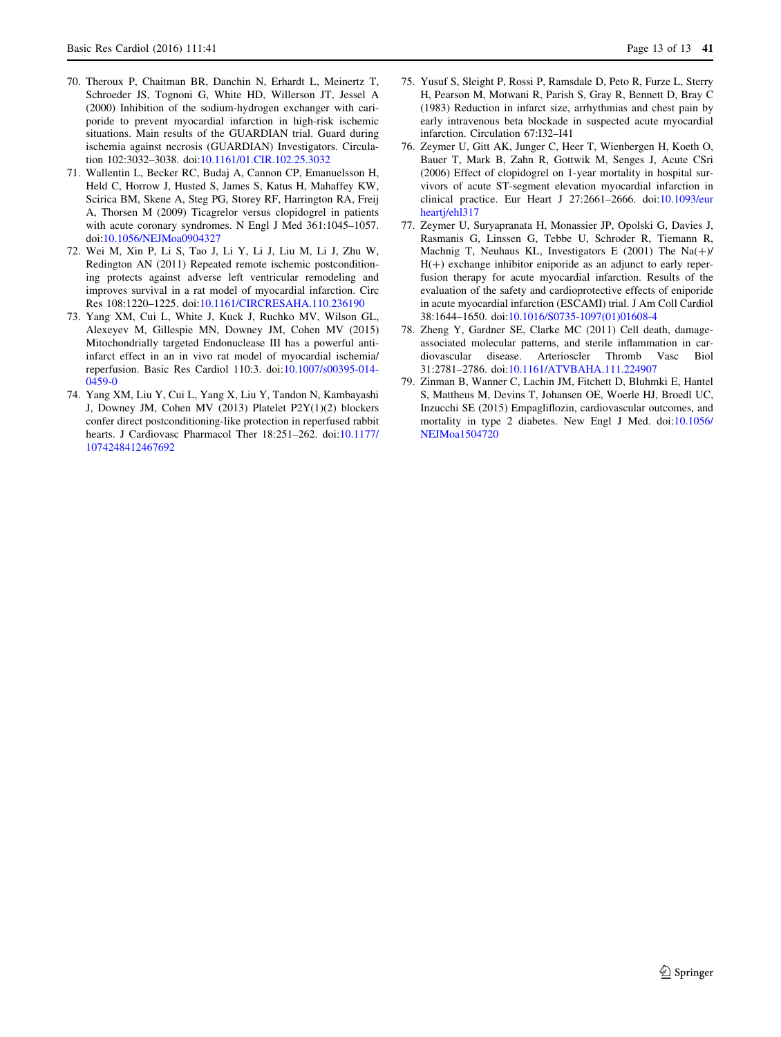70. Theroux P, Chaitman BR, Danchin N, Erhardt L, Meinertz T, Schroeder JS, Tognoni G, White HD, Willerson JT, Jessel A (2000) Inhibition of the sodium-hydrogen exchanger with cariporide to prevent myocardial infarction in high-risk ischemic situations. Main results of the GUARDIAN trial. Guard during ischemia against necrosis (GUARDIAN) Investigators. Circulation 102:3032–3038. doi:10.1161/01.CIR.102.25.3032
71. Wallentin L, Becker RC, Budaj A, Cannon CP, Emanuelsson H, Held C, Horrow J, Husted S, James S, Katus H, Mahaffey KW, Scirica BM, Skene A, Steg PG, Storey RF, Harrington RA, Freij A, Thorsen M (2009) Ticagrelor versus clopidogrel in patients with acute coronary syndromes. N Engl J Med 361:1045–1057. doi:10.1056/NEJMoa0904327
72. Wei M, Xin P, Li S, Tao J, Li Y, Li J, Liu M, Li J, Zhu W, Redington AN (2011) Repeated remote ischemic postconditioning protects against adverse left ventricular remodeling and improves survival in a rat model of myocardial infarction. Circ Res 108:1220–1225. doi:10.1161/CIRCRESAHA.110.236190
73. Yang XM, Cui L, White J, Kuck J, Ruchko MV, Wilson GL, Alexeyev M, Gillespie MN, Downey JM, Cohen MV (2015) Mitochondrially targeted Endonuclease III has a powerful anti-infarct effect in an in vivo rat model of myocardial ischemia/reperfusion. Basic Res Cardiol 110:3. doi:10.1007/s00395-014-0459-0
74. Yang XM, Liu Y, Cui Y, Yang X, Liu Y, Tandon N, Kambayashi J, Downey JM, Cohen MV (2013) Platelet P2Y(1)(2) blockers confer direct postconditioning-like protection in reperfused rabbit hearts. J Cardiovasc Pharmacol Ther 18:251–262. doi:10.1177/1074248412467692
75. Yusuf S, Sleight P, Rossi P, Ramsdale D, Peto R, Furze L, Sterry H, Pearson M, Motwani R, Parish S, Gray R, Bennett D, Bray C (1983) Reduction in infarct size, arrhythmias and chest pain by early intravenous beta blockade in suspected acute myocardial infarction. Circulation 67:I32–I41
76. Zeymer U, Gitt AK, Junger C, Heer T, Wienbergen H, Koeth O, Bauer T, Mark B, Zahn R, Gottwik M, Senges J, Acute CSri (2006) Effect of clopidogrel on 1-year mortality in hospital survivors of acute ST-segment elevation myocardial infarction in clinical practice. Eur Heart J 27:2661–2666. doi:10.1093/eurheartj/ehl317
77. Zeymer U, Suryapranata H, Monassier JP, Opolski G, Davies J, Rasmanis G, Linssen G, Tebbe U, Schroder R, Tiemann R, Machnig T, Neuhaus KL, Investigators E (2001) The Na(+)/H(+) exchange inhibitor eniporide as an adjunct to early reperfusion therapy for acute myocardial infarction. Results of the evaluation of the safety and cardioprotective effects of eniporide in acute myocardial infarction (ESCAMI) trial. J Am Coll Cardiol 38:1644–1650. doi:10.1016/S0735-1097(01)01608-4
78. Zheng Y, Gardner SE, Clarke MC (2011) Cell death, damage-associated molecular patterns, and sterile inflammation in cardiovascular disease. Arterioscler Thromb Vasc Biol 31:2781–2786. doi:10.1161/ATVBAHA.111.224907
79. Zinman B, Wanner C, Lachin JM, Fitchett D, Bluhmki E, Hantel S, Mattheus M, Devins T, Johansen OE, Woerle HJ, Broedl UC, Inzucchi SE (2015) Empagliflozin, cardiovascular outcomes, and mortality in type 2 diabetes. New Engl J Med. doi:10.1056/NEJMoa1504720